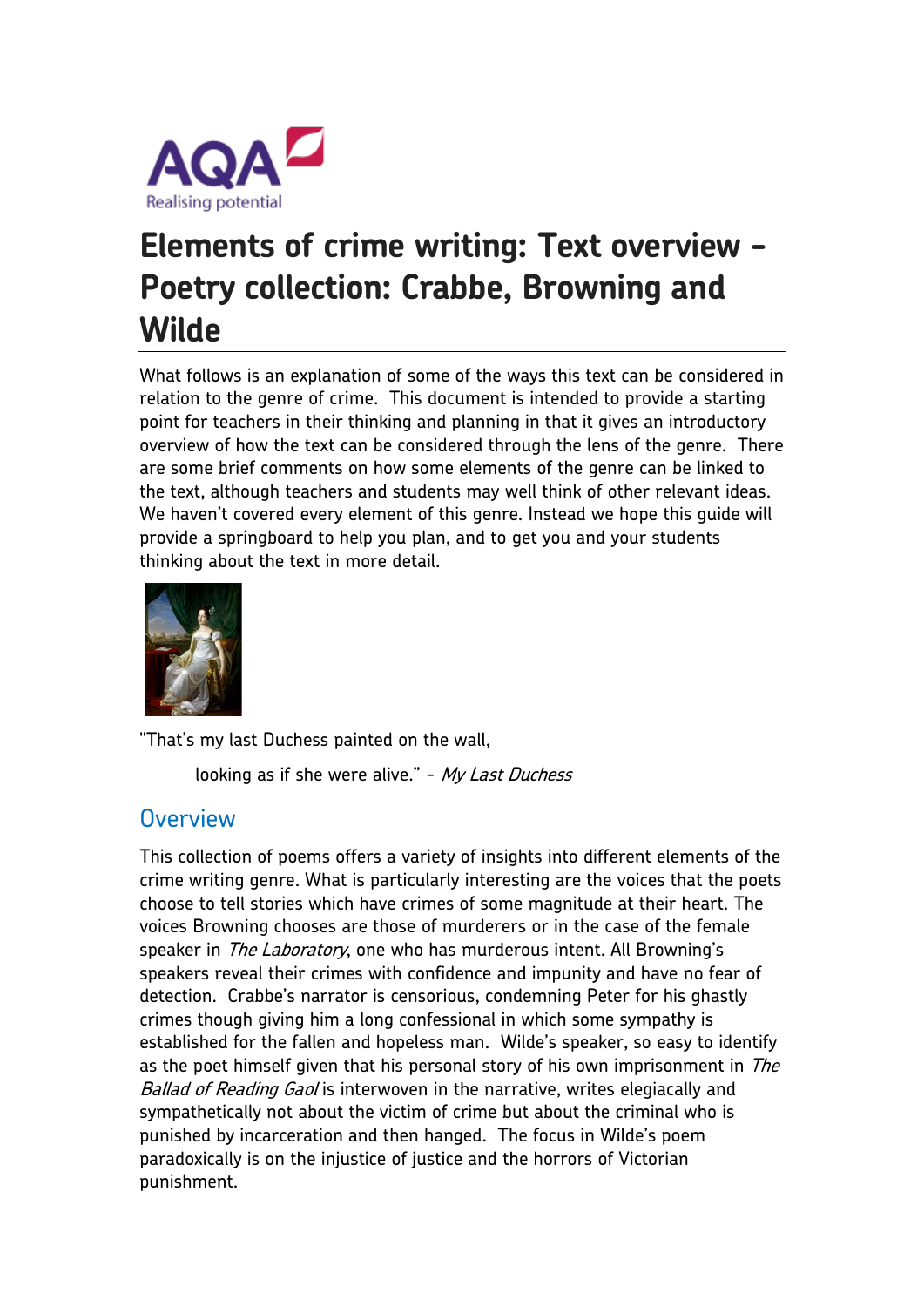# Elements of crime writing: Text overview - Poetry collection: Crabbe, Browning and Wilde

What follows is an explanation of some of the ways this text can be considered in relation to the genre of crime. This document is intended to provide a starting point for teachers in their thinking and planning in that it gives an introductory overview of how the text can be considered through the lens of the genre. There are some brief comments on how some elements of the genre can be linked to the text, although teachers and students may well think of other relevant ideas. We haven't covered every element of this genre. Instead we hope this guide will provide a springboard to help you plan, and to get you and your students thinking about the text in more detail.

"That's my last Duchess painted on the wall,

looking as if she were alive." - *My Last Duchess*

## Overview

This collection of poems offers a variety of insights into different elements of the crime writing genre. What is particularly interesting are the voices that the poets choose to tell stories which have crimes of some magnitude at their heart. The voices Browning chooses are those of murderers or in the case of the female speaker in *The Laboratory*, one who has murderous intent. All Browning's speakers reveal their crimes with confidence and impunity and have no fear of detection. Crabbe's narrator is censorious, condemning Peter for his ghastly crimes though giving him a long confessional in which some sympathy is established for the fallen and hopeless man. Wilde's speaker, so easy to identify as the poet himself given that his personal story of his own imprisonment in *The Ballad of Reading Gaol* is interwoven in the narrative, writes elegiacally and sympathetically not about the victim of crime but about the criminal who is punished by incarceration and then hanged. The focus in Wilde's poem paradoxically is on the injustice of justice and the horrors of Victorian punishment.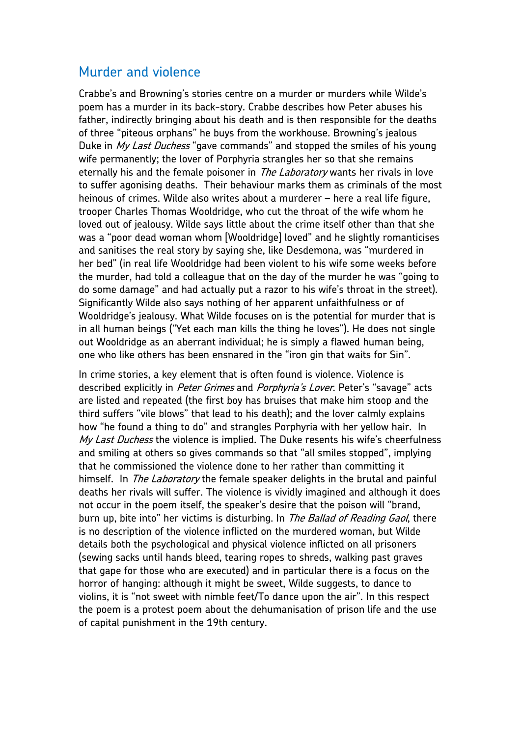## Murder and violence

Crabbe's and Browning's stories centre on a murder or murders while Wilde's poem has a murder in its back-story. Crabbe describes how Peter abuses his father, indirectly bringing about his death and is then responsible for the deaths of three "piteous orphans" he buys from the workhouse. Browning's jealous Duke in *My Last Duchess* "gave commands" and stopped the smiles of his young wife permanently; the lover of Porphyria strangles her so that she remains eternally his and the female poisoner in *The Laboratory* wants her rivals in love to suffer agonising deaths. Their behaviour marks them as criminals of the most heinous of crimes. Wilde also writes about a murderer – here a real life figure, trooper Charles Thomas Wooldridge, who cut the throat of the wife whom he loved out of jealousy. Wilde says little about the crime itself other than that she was a "poor dead woman whom [Wooldridge] loved" and he slightly romanticises and sanitises the real story by saying she, like Desdemona, was "murdered in her bed" (in real life Wooldridge had been violent to his wife some weeks before the murder, had told a colleague that on the day of the murder he was "going to do some damage" and had actually put a razor to his wife's throat in the street). Significantly Wilde also says nothing of her apparent unfaithfulness or of Wooldridge's jealousy. What Wilde focuses on is the potential for murder that is in all human beings ("Yet each man kills the thing he loves"). He does not single out Wooldridge as an aberrant individual; he is simply a flawed human being, one who like others has been ensnared in the "iron gin that waits for Sin".

In crime stories, a key element that is often found is violence. Violence is described explicitly in *Peter Grimes* and *Porphyria's Lover*. Peter's "savage" acts are listed and repeated (the first boy has bruises that make him stoop and the third suffers "vile blows" that lead to his death); and the lover calmly explains how "he found a thing to do" and strangles Porphyria with her yellow hair. In *My Last Duchess* the violence is implied. The Duke resents his wife's cheerfulness and smiling at others so gives commands so that "all smiles stopped", implying that he commissioned the violence done to her rather than committing it himself. In *The Laboratory* the female speaker delights in the brutal and painful deaths her rivals will suffer. The violence is vividly imagined and although it does not occur in the poem itself, the speaker's desire that the poison will "brand, burn up, bite into" her victims is disturbing. In *The Ballad of Reading Gaol*, there is no description of the violence inflicted on the murdered woman, but Wilde details both the psychological and physical violence inflicted on all prisoners (sewing sacks until hands bleed, tearing ropes to shreds, walking past graves that gape for those who are executed) and in particular there is a focus on the horror of hanging: although it might be sweet, Wilde suggests, to dance to violins, it is "not sweet with nimble feet/To dance upon the air". In this respect the poem is a protest poem about the dehumanisation of prison life and the use of capital punishment in the 19th century.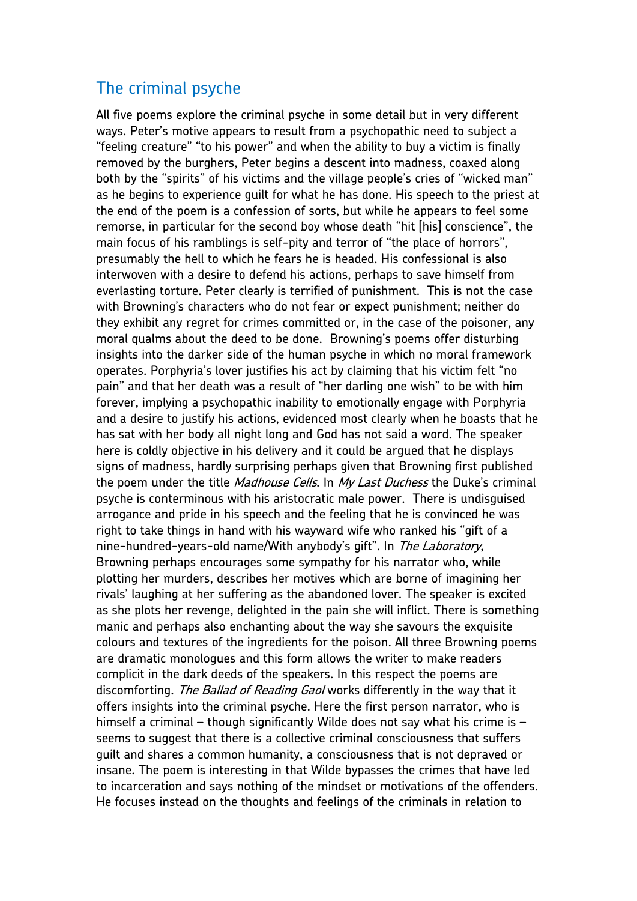## The criminal psyche

All five poems explore the criminal psyche in some detail but in very different ways. Peter's motive appears to result from a psychopathic need to subject a "feeling creature" "to his power" and when the ability to buy a victim is finally removed by the burghers, Peter begins a descent into madness, coaxed along both by the "spirits" of his victims and the village people's cries of "wicked man" as he begins to experience guilt for what he has done. His speech to the priest at the end of the poem is a confession of sorts, but while he appears to feel some remorse, in particular for the second boy whose death "hit [his] conscience", the main focus of his ramblings is self-pity and terror of "the place of horrors", presumably the hell to which he fears he is headed. His confessional is also interwoven with a desire to defend his actions, perhaps to save himself from everlasting torture. Peter clearly is terrified of punishment. This is not the case with Browning's characters who do not fear or expect punishment; neither do they exhibit any regret for crimes committed or, in the case of the poisoner, any moral qualms about the deed to be done. Browning's poems offer disturbing insights into the darker side of the human psyche in which no moral framework operates. Porphyria's lover justifies his act by claiming that his victim felt "no pain" and that her death was a result of "her darling one wish" to be with him forever, implying a psychopathic inability to emotionally engage with Porphyria and a desire to justify his actions, evidenced most clearly when he boasts that he has sat with her body all night long and God has not said a word. The speaker here is coldly objective in his delivery and it could be argued that he displays signs of madness, hardly surprising perhaps given that Browning first published the poem under the title *Madhouse Cells*. In *My Last Duchess* the Duke's criminal psyche is conterminous with his aristocratic male power. There is undisguised arrogance and pride in his speech and the feeling that he is convinced he was right to take things in hand with his wayward wife who ranked his "gift of a nine-hundred-years-old name/With anybody's gift". In *The Laboratory*, Browning perhaps encourages some sympathy for his narrator who, while plotting her murders, describes her motives which are borne of imagining her rivals' laughing at her suffering as the abandoned lover. The speaker is excited as she plots her revenge, delighted in the pain she will inflict. There is something manic and perhaps also enchanting about the way she savours the exquisite colours and textures of the ingredients for the poison. All three Browning poems are dramatic monologues and this form allows the writer to make readers complicit in the dark deeds of the speakers. In this respect the poems are discomforting. *The Ballad of Reading Gaol* works differently in the way that it offers insights into the criminal psyche. Here the first person narrator, who is himself a criminal – though significantly Wilde does not say what his crime is – seems to suggest that there is a collective criminal consciousness that suffers guilt and shares a common humanity, a consciousness that is not depraved or insane. The poem is interesting in that Wilde bypasses the crimes that have led to incarceration and says nothing of the mindset or motivations of the offenders. He focuses instead on the thoughts and feelings of the criminals in relation to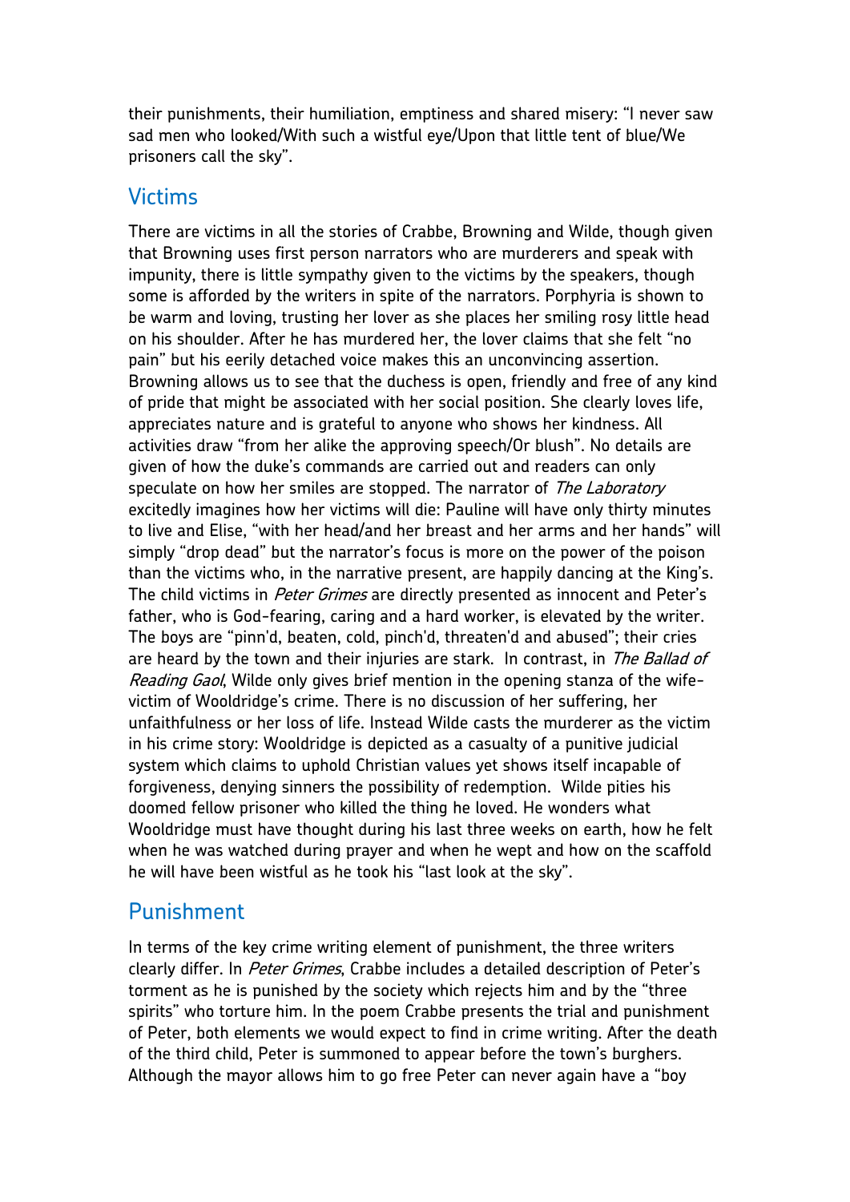their punishments, their humiliation, emptiness and shared misery: "I never saw sad men who looked/With such a wistful eye/Upon that little tent of blue/We prisoners call the sky".

## Victims

There are victims in all the stories of Crabbe, Browning and Wilde, though given that Browning uses first person narrators who are murderers and speak with impunity, there is little sympathy given to the victims by the speakers, though some is afforded by the writers in spite of the narrators. Porphyria is shown to be warm and loving, trusting her lover as she places her smiling rosy little head on his shoulder. After he has murdered her, the lover claims that she felt "no pain" but his eerily detached voice makes this an unconvincing assertion. Browning allows us to see that the duchess is open, friendly and free of any kind of pride that might be associated with her social position. She clearly loves life, appreciates nature and is grateful to anyone who shows her kindness. All activities draw "from her alike the approving speech/Or blush". No details are given of how the duke's commands are carried out and readers can only speculate on how her smiles are stopped. The narrator of *The Laboratory* excitedly imagines how her victims will die: Pauline will have only thirty minutes to live and Elise, "with her head/and her breast and her arms and her hands" will simply "drop dead" but the narrator's focus is more on the power of the poison than the victims who, in the narrative present, are happily dancing at the King's. The child victims in *Peter Grimes* are directly presented as innocent and Peter's father, who is God-fearing, caring and a hard worker, is elevated by the writer. The boys are "pinn'd, beaten, cold, pinch'd, threaten'd and abused"; their cries are heard by the town and their injuries are stark. In contrast, in *The Ballad of Reading Gaol*, Wilde only gives brief mention in the opening stanza of the wife-victim of Wooldridge's crime. There is no discussion of her suffering, her unfaithfulness or her loss of life. Instead Wilde casts the murderer as the victim in his crime story: Wooldridge is depicted as a casualty of a punitive judicial system which claims to uphold Christian values yet shows itself incapable of forgiveness, denying sinners the possibility of redemption. Wilde pities his doomed fellow prisoner who killed the thing he loved. He wonders what Wooldridge must have thought during his last three weeks on earth, how he felt when he was watched during prayer and when he wept and how on the scaffold he will have been wistful as he took his "last look at the sky".

## Punishment

In terms of the key crime writing element of punishment, the three writers clearly differ. In *Peter Grimes*, Crabbe includes a detailed description of Peter's torment as he is punished by the society which rejects him and by the "three spirits" who torture him. In the poem Crabbe presents the trial and punishment of Peter, both elements we would expect to find in crime writing. After the death of the third child, Peter is summoned to appear before the town's burghers. Although the mayor allows him to go free Peter can never again have a "boy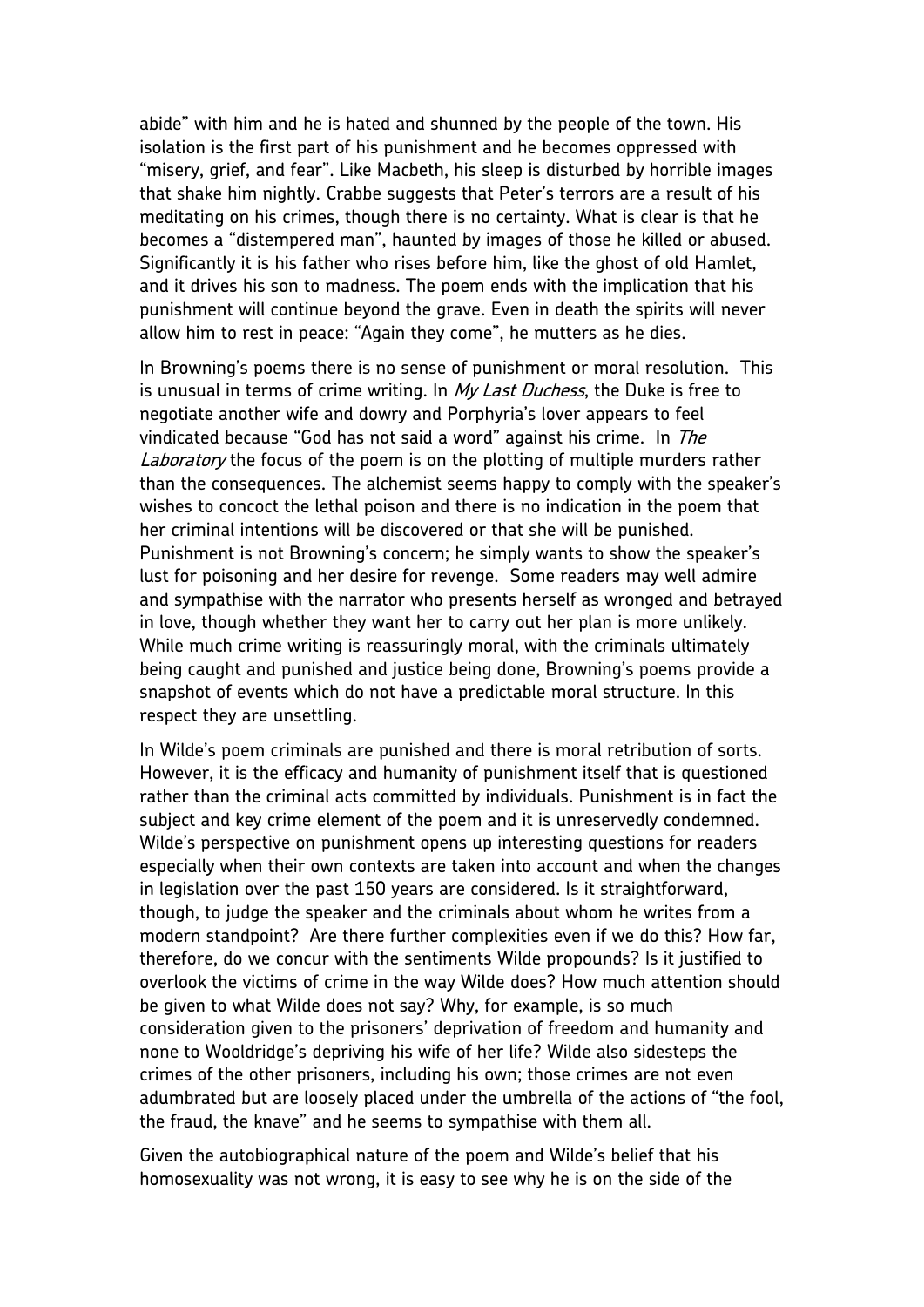abide" with him and he is hated and shunned by the people of the town. His isolation is the first part of his punishment and he becomes oppressed with "misery, grief, and fear". Like Macbeth, his sleep is disturbed by horrible images that shake him nightly. Crabbe suggests that Peter's terrors are a result of his meditating on his crimes, though there is no certainty. What is clear is that he becomes a "distempered man", haunted by images of those he killed or abused. Significantly it is his father who rises before him, like the ghost of old Hamlet, and it drives his son to madness. The poem ends with the implication that his punishment will continue beyond the grave. Even in death the spirits will never allow him to rest in peace: "Again they come", he mutters as he dies.

In Browning's poems there is no sense of punishment or moral resolution. This is unusual in terms of crime writing. In *My Last Duchess*, the Duke is free to negotiate another wife and dowry and Porphyria's lover appears to feel vindicated because "God has not said a word" against his crime. In *The Laboratory* the focus of the poem is on the plotting of multiple murders rather than the consequences. The alchemist seems happy to comply with the speaker's wishes to concoct the lethal poison and there is no indication in the poem that her criminal intentions will be discovered or that she will be punished. Punishment is not Browning's concern; he simply wants to show the speaker's lust for poisoning and her desire for revenge. Some readers may well admire and sympathise with the narrator who presents herself as wronged and betrayed in love, though whether they want her to carry out her plan is more unlikely. While much crime writing is reassuringly moral, with the criminals ultimately being caught and punished and justice being done, Browning's poems provide a snapshot of events which do not have a predictable moral structure. In this respect they are unsettling.

In Wilde's poem criminals are punished and there is moral retribution of sorts. However, it is the efficacy and humanity of punishment itself that is questioned rather than the criminal acts committed by individuals. Punishment is in fact the subject and key crime element of the poem and it is unreservedly condemned. Wilde's perspective on punishment opens up interesting questions for readers especially when their own contexts are taken into account and when the changes in legislation over the past 150 years are considered. Is it straightforward, though, to judge the speaker and the criminals about whom he writes from a modern standpoint? Are there further complexities even if we do this? How far, therefore, do we concur with the sentiments Wilde propounds? Is it justified to overlook the victims of crime in the way Wilde does? How much attention should be given to what Wilde does not say? Why, for example, is so much consideration given to the prisoners' deprivation of freedom and humanity and none to Wooldridge's depriving his wife of her life? Wilde also sidesteps the crimes of the other prisoners, including his own; those crimes are not even adumbrated but are loosely placed under the umbrella of the actions of "the fool, the fraud, the knave" and he seems to sympathise with them all.

Given the autobiographical nature of the poem and Wilde's belief that his homosexuality was not wrong, it is easy to see why he is on the side of the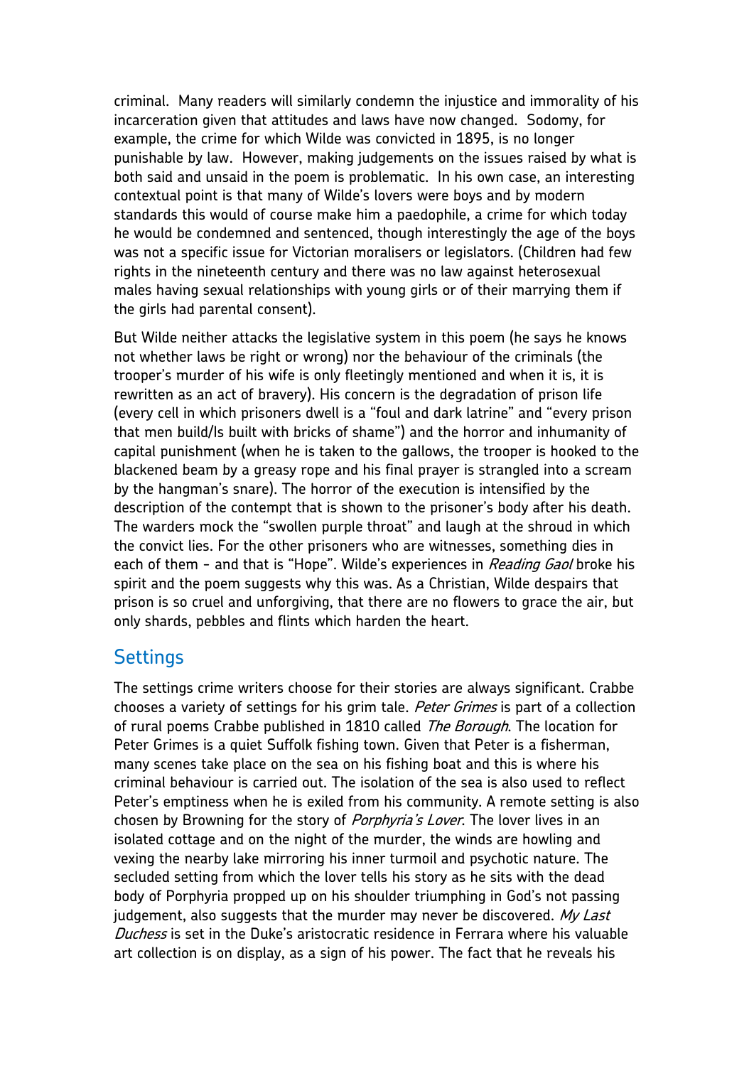criminal. Many readers will similarly condemn the injustice and immorality of his incarceration given that attitudes and laws have now changed. Sodomy, for example, the crime for which Wilde was convicted in 1895, is no longer punishable by law. However, making judgements on the issues raised by what is both said and unsaid in the poem is problematic. In his own case, an interesting contextual point is that many of Wilde's lovers were boys and by modern standards this would of course make him a paedophile, a crime for which today he would be condemned and sentenced, though interestingly the age of the boys was not a specific issue for Victorian moralisers or legislators. (Children had few rights in the nineteenth century and there was no law against heterosexual males having sexual relationships with young girls or of their marrying them if the girls had parental consent).

But Wilde neither attacks the legislative system in this poem (he says he knows not whether laws be right or wrong) nor the behaviour of the criminals (the trooper's murder of his wife is only fleetingly mentioned and when it is, it is rewritten as an act of bravery). His concern is the degradation of prison life (every cell in which prisoners dwell is a "foul and dark latrine" and "every prison that men build/Is built with bricks of shame") and the horror and inhumanity of capital punishment (when he is taken to the gallows, the trooper is hooked to the blackened beam by a greasy rope and his final prayer is strangled into a scream by the hangman's snare). The horror of the execution is intensified by the description of the contempt that is shown to the prisoner's body after his death. The warders mock the "swollen purple throat" and laugh at the shroud in which the convict lies. For the other prisoners who are witnesses, something dies in each of them - and that is "Hope". Wilde's experiences in *Reading Gaol* broke his spirit and the poem suggests why this was. As a Christian, Wilde despairs that prison is so cruel and unforgiving, that there are no flowers to grace the air, but only shards, pebbles and flints which harden the heart.

## Settings

The settings crime writers choose for their stories are always significant. Crabbe chooses a variety of settings for his grim tale. *Peter Grimes* is part of a collection of rural poems Crabbe published in 1810 called *The Borough*. The location for Peter Grimes is a quiet Suffolk fishing town. Given that Peter is a fisherman, many scenes take place on the sea on his fishing boat and this is where his criminal behaviour is carried out. The isolation of the sea is also used to reflect Peter's emptiness when he is exiled from his community. A remote setting is also chosen by Browning for the story of *Porphyria's Lover*. The lover lives in an isolated cottage and on the night of the murder, the winds are howling and vexing the nearby lake mirroring his inner turmoil and psychotic nature. The secluded setting from which the lover tells his story as he sits with the dead body of Porphyria propped up on his shoulder triumphing in God's not passing judgement, also suggests that the murder may never be discovered. *My Last Duchess* is set in the Duke's aristocratic residence in Ferrara where his valuable art collection is on display, as a sign of his power. The fact that he reveals his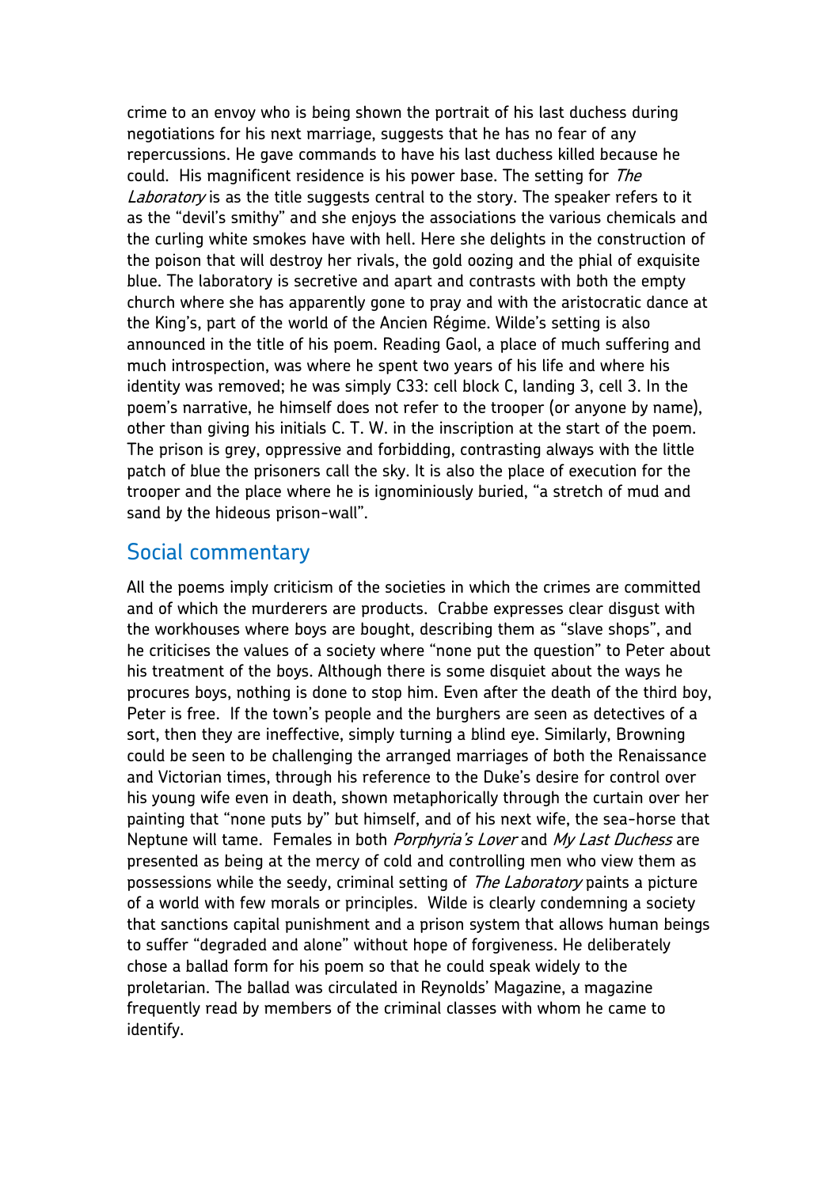crime to an envoy who is being shown the portrait of his last duchess during negotiations for his next marriage, suggests that he has no fear of any repercussions. He gave commands to have his last duchess killed because he could. His magnificent residence is his power base. The setting for *The Laboratory* is as the title suggests central to the story. The speaker refers to it as the "devil's smithy" and she enjoys the associations the various chemicals and the curling white smokes have with hell. Here she delights in the construction of the poison that will destroy her rivals, the gold oozing and the phial of exquisite blue. The laboratory is secretive and apart and contrasts with both the empty church where she has apparently gone to pray and with the aristocratic dance at the King's, part of the world of the Ancien Régime. Wilde's setting is also announced in the title of his poem. Reading Gaol, a place of much suffering and much introspection, was where he spent two years of his life and where his identity was removed; he was simply C33: cell block C, landing 3, cell 3. In the poem's narrative, he himself does not refer to the trooper (or anyone by name), other than giving his initials C. T. W. in the inscription at the start of the poem. The prison is grey, oppressive and forbidding, contrasting always with the little patch of blue the prisoners call the sky. It is also the place of execution for the trooper and the place where he is ignominiously buried, "a stretch of mud and sand by the hideous prison-wall".

## Social commentary

All the poems imply criticism of the societies in which the crimes are committed and of which the murderers are products. Crabbe expresses clear disgust with the workhouses where boys are bought, describing them as "slave shops", and he criticises the values of a society where "none put the question" to Peter about his treatment of the boys. Although there is some disquiet about the ways he procures boys, nothing is done to stop him. Even after the death of the third boy, Peter is free. If the town's people and the burghers are seen as detectives of a sort, then they are ineffective, simply turning a blind eye. Similarly, Browning could be seen to be challenging the arranged marriages of both the Renaissance and Victorian times, through his reference to the Duke's desire for control over his young wife even in death, shown metaphorically through the curtain over her painting that "none puts by" but himself, and of his next wife, the sea-horse that Neptune will tame. Females in both *Porphyria's Lover* and *My Last Duchess* are presented as being at the mercy of cold and controlling men who view them as possessions while the seedy, criminal setting of *The Laboratory* paints a picture of a world with few morals or principles. Wilde is clearly condemning a society that sanctions capital punishment and a prison system that allows human beings to suffer "degraded and alone" without hope of forgiveness. He deliberately chose a ballad form for his poem so that he could speak widely to the proletarian. The ballad was circulated in Reynolds' Magazine, a magazine frequently read by members of the criminal classes with whom he came to identify.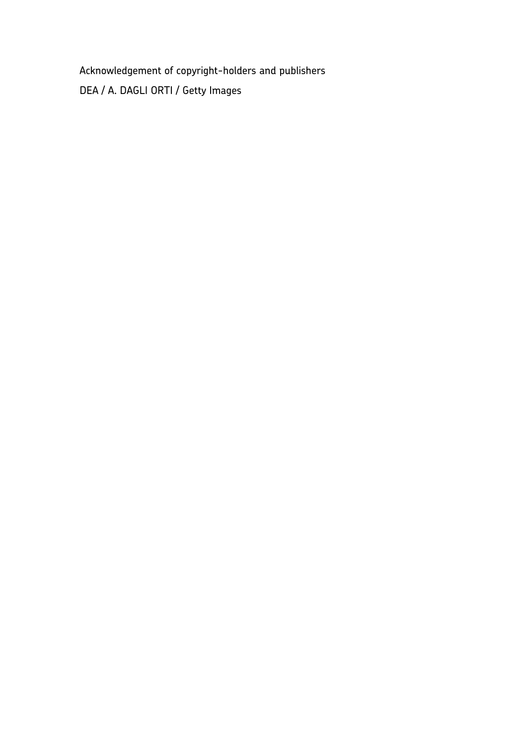Acknowledgement of copyright-holders and publishers

DEA / A. DAGLI ORTI / Getty Images